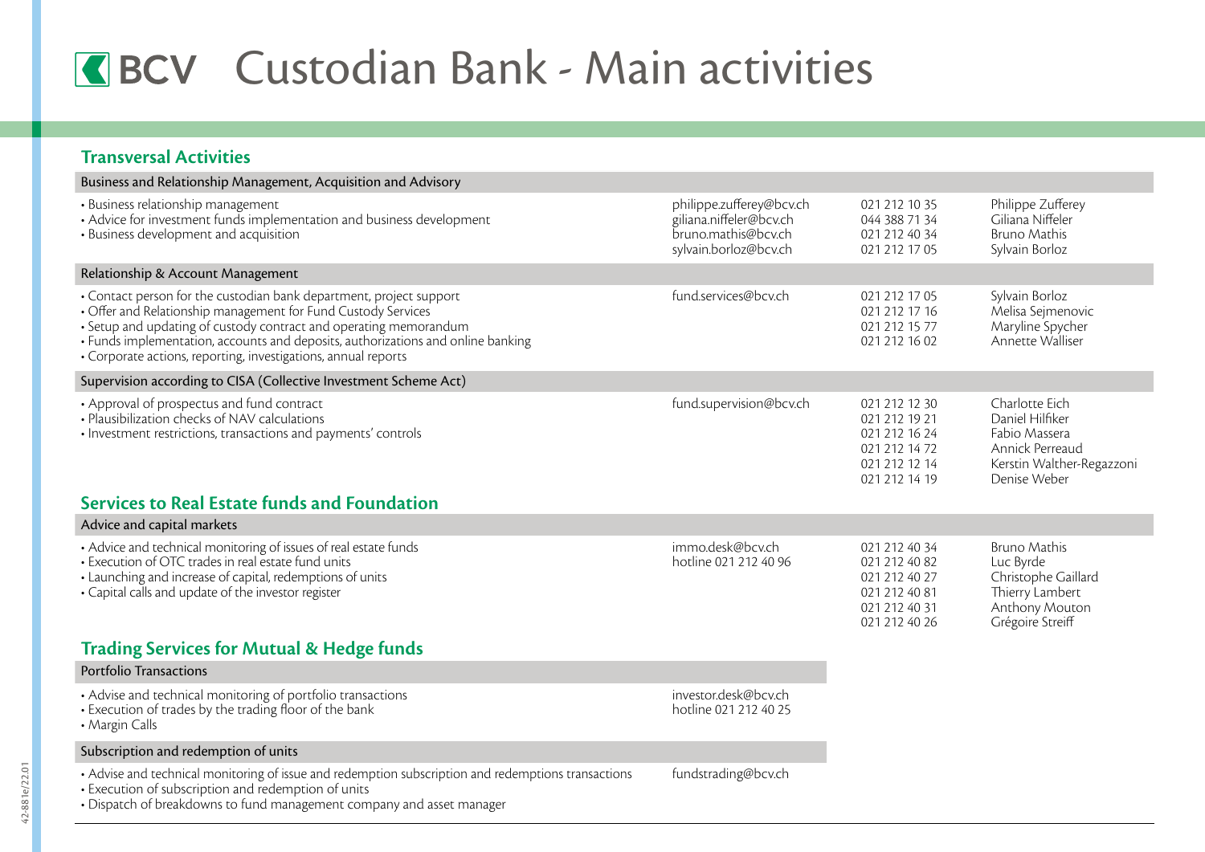# BCV Custodian Bank - Main activities

## Transversal Activities

### Business and Relationship Management, Acquisition and Advisory

| Activities | E-mail | Phone | Contact |
|---|---|---|---|
| • Business relationship management<br>• Advice for investment funds implementation and business development<br>• Business development and acquisition | philippe.zufferey@bcv.ch<br>giliana.niffeler@bcv.ch<br>bruno.mathis@bcv.ch<br>sylvain.borloz@bcv.ch | 021 212 10 35<br>044 388 71 34<br>021 212 40 34<br>021 212 17 05 | Philippe Zufferey<br>Giliana Niffeler<br>Bruno Mathis<br>Sylvain Borloz |

### Relationship & Account Management

| Activities | E-mail | Phone | Contact |
|---|---|---|---|
| • Contact person for the custodian bank department, project support<br>• Offer and Relationship management for Fund Custody Services<br>• Setup and updating of custody contract and operating memorandum<br>• Funds implementation, accounts and deposits, authorizations and online banking<br>• Corporate actions, reporting, investigations, annual reports | fund.services@bcv.ch | 021 212 17 05<br>021 212 17 16<br>021 212 15 77<br>021 212 16 02 | Sylvain Borloz<br>Melisa Sejmenovic<br>Maryline Spycher<br>Annette Walliser |

### Supervision according to CISA (Collective Investment Scheme Act)

| Activities | E-mail | Phone | Contact |
|---|---|---|---|
| • Approval of prospectus and fund contract<br>• Plausibilization checks of NAV calculations<br>• Investment restrictions, transactions and payments' controls | fund.supervision@bcv.ch | 021 212 12 30<br>021 212 19 21<br>021 212 16 24<br>021 212 14 72<br>021 212 12 14<br>021 212 14 19 | Charlotte Eich<br>Daniel Hilfiker<br>Fabio Massera<br>Annick Perreaud<br>Kerstin Walther-Regazzoni<br>Denise Weber |

## Services to Real Estate funds and Foundation

### Advice and capital markets

| Activities | E-mail | Phone | Contact |
|---|---|---|---|
| • Advice and technical monitoring of issues of real estate funds<br>• Execution of OTC trades in real estate fund units<br>• Launching and increase of capital, redemptions of units<br>• Capital calls and update of the investor register | immo.desk@bcv.ch<br>hotline 021 212 40 96 | 021 212 40 34<br>021 212 40 82<br>021 212 40 27<br>021 212 40 81<br>021 212 40 31<br>021 212 40 26 | Bruno Mathis<br>Luc Byrde<br>Christophe Gaillard<br>Thierry Lambert<br>Anthony Mouton<br>Grégoire Streiff |

## Trading Services for Mutual & Hedge funds

### Portfolio Transactions

| Activities | E-mail |
|---|---|
| • Advise and technical monitoring of portfolio transactions<br>• Execution of trades by the trading floor of the bank<br>• Margin Calls | investor.desk@bcv.ch<br>hotline 021 212 40 25 |

### Subscription and redemption of units

| Activities | E-mail |
|---|---|
| • Advise and technical monitoring of issue and redemption subscription and redemptions transactions<br>• Execution of subscription and redemption of units<br>• Dispatch of breakdowns to fund management company and asset manager | fundstrading@bcv.ch |

42-881e/22.01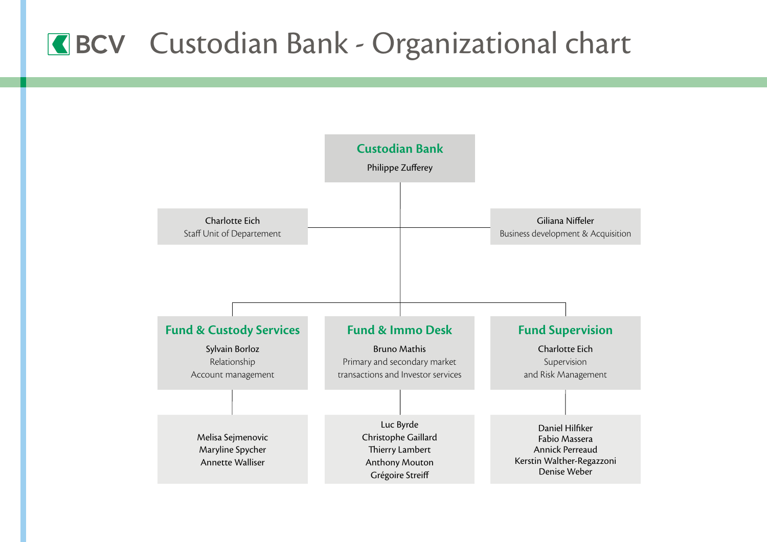# Custodian Bank - Organizational chart

## Custodian Bank

Philippe Zufferey

Charlotte Eich
Staff Unit of Departement

Giliana Niffeler
Business development & Acquisition

### Fund & Custody Services

Sylvain Borloz
Relationship
Account management

Melisa Sejmenovic
Maryline Spycher
Annette Walliser

### Fund & Immo Desk

Bruno Mathis
Primary and secondary market
transactions and Investor services

Luc Byrde
Christophe Gaillard
Thierry Lambert
Anthony Mouton
Grégoire Streiff

### Fund Supervision

Charlotte Eich
Supervision
and Risk Management

Daniel Hilfiker
Fabio Massera
Annick Perreaud
Kerstin Walther-Regazzoni
Denise Weber